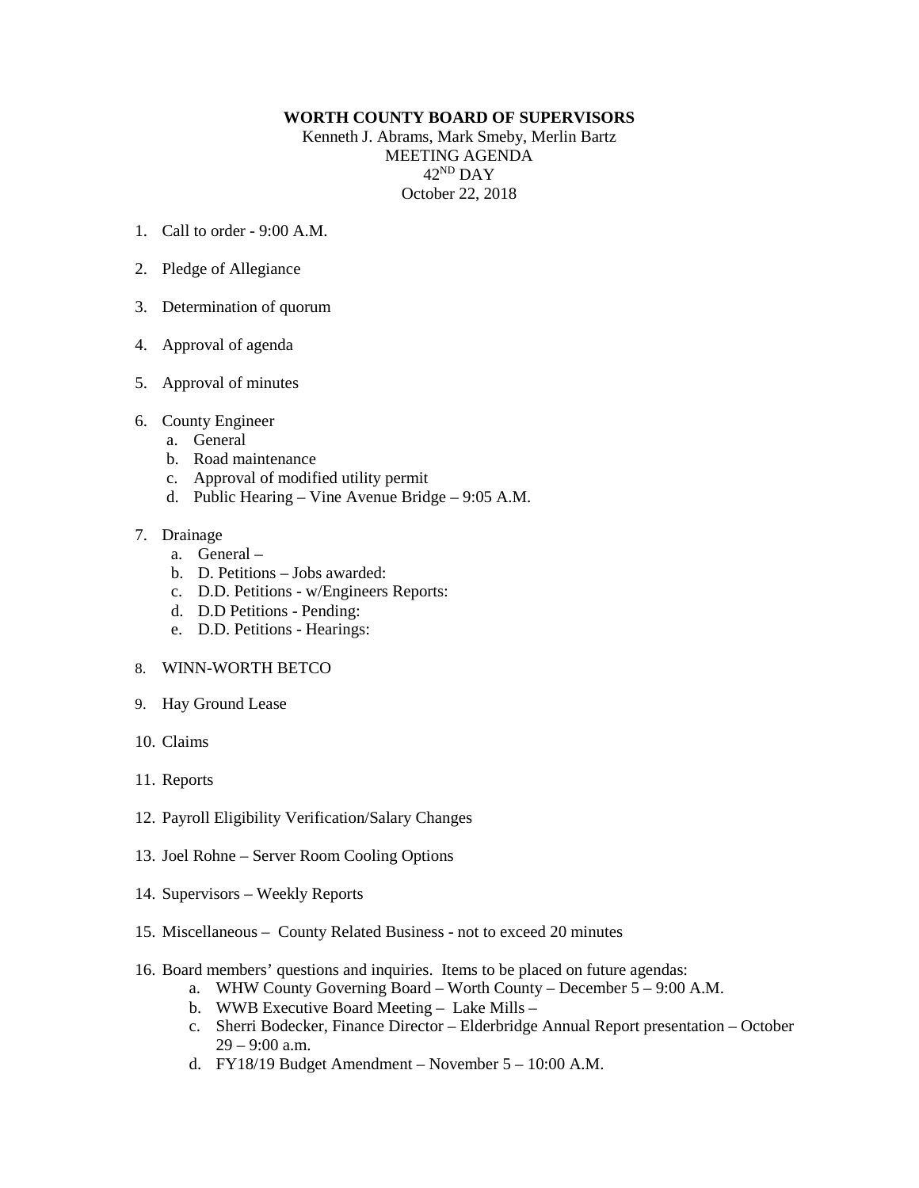**WORTH COUNTY BOARD OF SUPERVISORS**

Kenneth J. Abrams, Mark Smeby, Merlin Bartz

MEETING AGENDA

42ND DAY

October 22, 2018

1. Call to order - 9:00 A.M.

2. Pledge of Allegiance

3. Determination of quorum

4. Approval of agenda

5. Approval of minutes

6. County Engineer
   a. General
   b. Road maintenance
   c. Approval of modified utility permit
   d. Public Hearing – Vine Avenue Bridge – 9:05 A.M.

7. Drainage
   a. General –
   b. D. Petitions – Jobs awarded:
   c. D.D. Petitions - w/Engineers Reports:
   d. D.D Petitions - Pending:
   e. D.D. Petitions - Hearings:

8. WINN-WORTH BETCO

9. Hay Ground Lease

10. Claims

11. Reports

12. Payroll Eligibility Verification/Salary Changes

13. Joel Rohne – Server Room Cooling Options

14. Supervisors – Weekly Reports

15. Miscellaneous – County Related Business - not to exceed 20 minutes

16. Board members' questions and inquiries. Items to be placed on future agendas:
    a. WHW County Governing Board – Worth County – December 5 – 9:00 A.M.
    b. WWB Executive Board Meeting – Lake Mills –
    c. Sherri Bodecker, Finance Director – Elderbridge Annual Report presentation – October 29 – 9:00 a.m.
    d. FY18/19 Budget Amendment – November 5 – 10:00 A.M.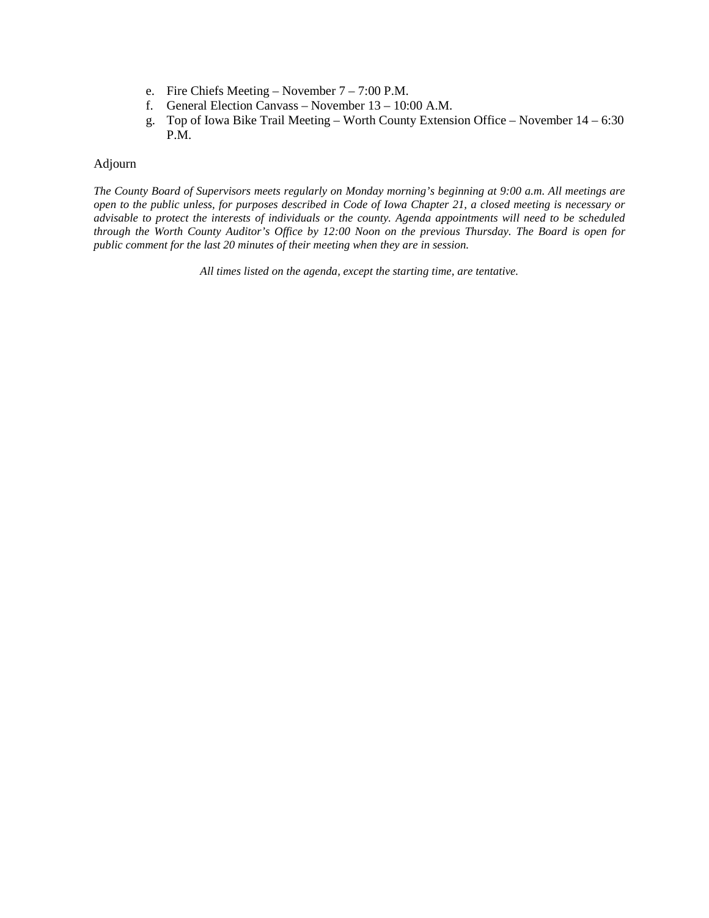e. Fire Chiefs Meeting – November 7 – 7:00 P.M.
f. General Election Canvass – November 13 – 10:00 A.M.
g. Top of Iowa Bike Trail Meeting – Worth County Extension Office – November 14 – 6:30 P.M.

Adjourn

*The County Board of Supervisors meets regularly on Monday morning's beginning at 9:00 a.m. All meetings are open to the public unless, for purposes described in Code of Iowa Chapter 21, a closed meeting is necessary or advisable to protect the interests of individuals or the county. Agenda appointments will need to be scheduled through the Worth County Auditor's Office by 12:00 Noon on the previous Thursday. The Board is open for public comment for the last 20 minutes of their meeting when they are in session.*

*All times listed on the agenda, except the starting time, are tentative.*